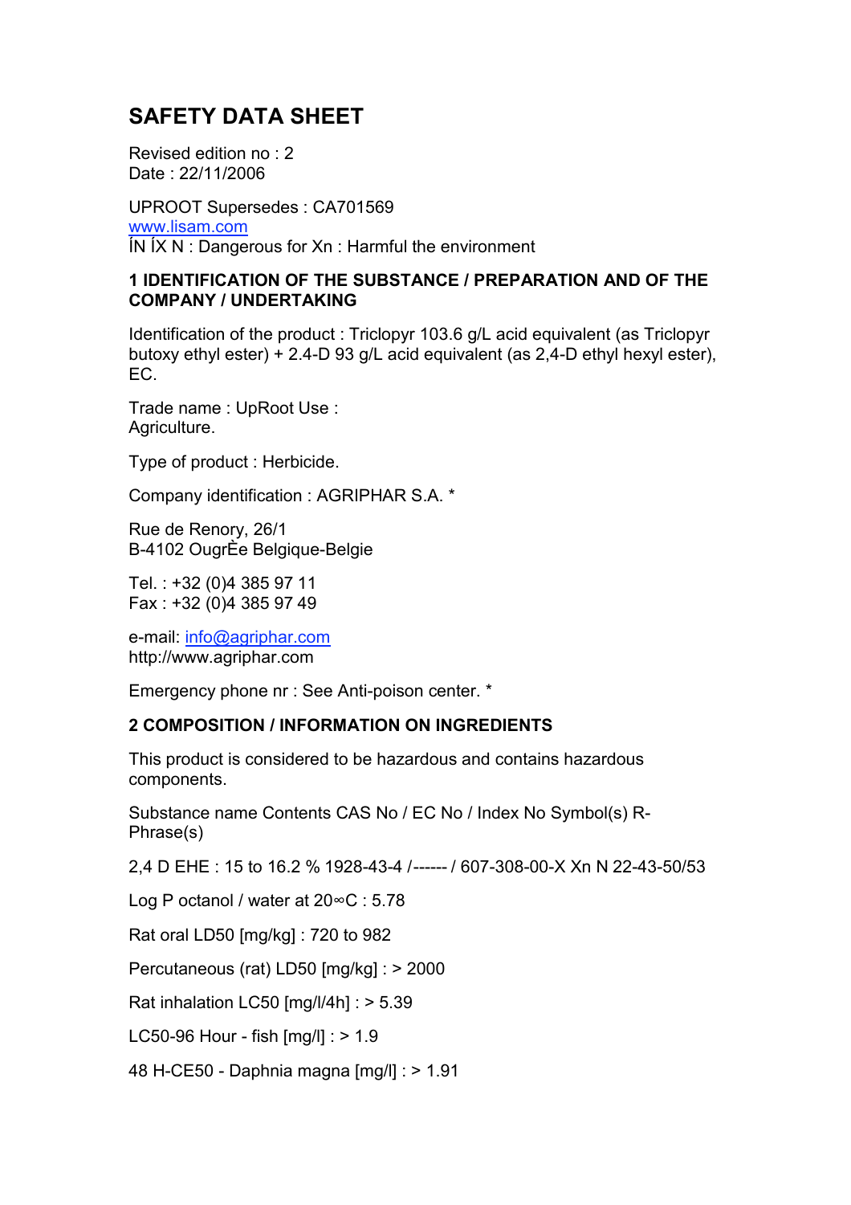# SAFETY DATA SHEET

Revised edition no : 2
Date : 22/11/2006

UPROOT Supersedes : CA701569
www.lisam.com
ÍN ÍX N : Dangerous for Xn : Harmful the environment

## 1 IDENTIFICATION OF THE SUBSTANCE / PREPARATION AND OF THE COMPANY / UNDERTAKING

Identification of the product : Triclopyr 103.6 g/L acid equivalent (as Triclopyr butoxy ethyl ester) + 2.4-D 93 g/L acid equivalent (as 2,4-D ethyl hexyl ester), EC.

Trade name : UpRoot Use : Agriculture.

Type of product : Herbicide.

Company identification : AGRIPHAR S.A. *

Rue de Renory, 26/1
B-4102 OugrÈe Belgique-Belgie

Tel. : +32 (0)4 385 97 11
Fax : +32 (0)4 385 97 49

e-mail: info@agriphar.com
http://www.agriphar.com

Emergency phone nr : See Anti-poison center. *

## 2 COMPOSITION / INFORMATION ON INGREDIENTS

This product is considered to be hazardous and contains hazardous components.

Substance name Contents CAS No / EC No / Index No Symbol(s) R-Phrase(s)

2,4 D EHE : 15 to 16.2 % 1928-43-4 /------ / 607-308-00-X Xn N 22-43-50/53

Log P octanol / water at 20∞C : 5.78

Rat oral LD50 [mg/kg] : 720 to 982

Percutaneous (rat) LD50 [mg/kg] : > 2000

Rat inhalation LC50 [mg/l/4h] : > 5.39

LC50-96 Hour - fish [mg/l] : > 1.9

48 H-CE50 - Daphnia magna [mg/l] : > 1.91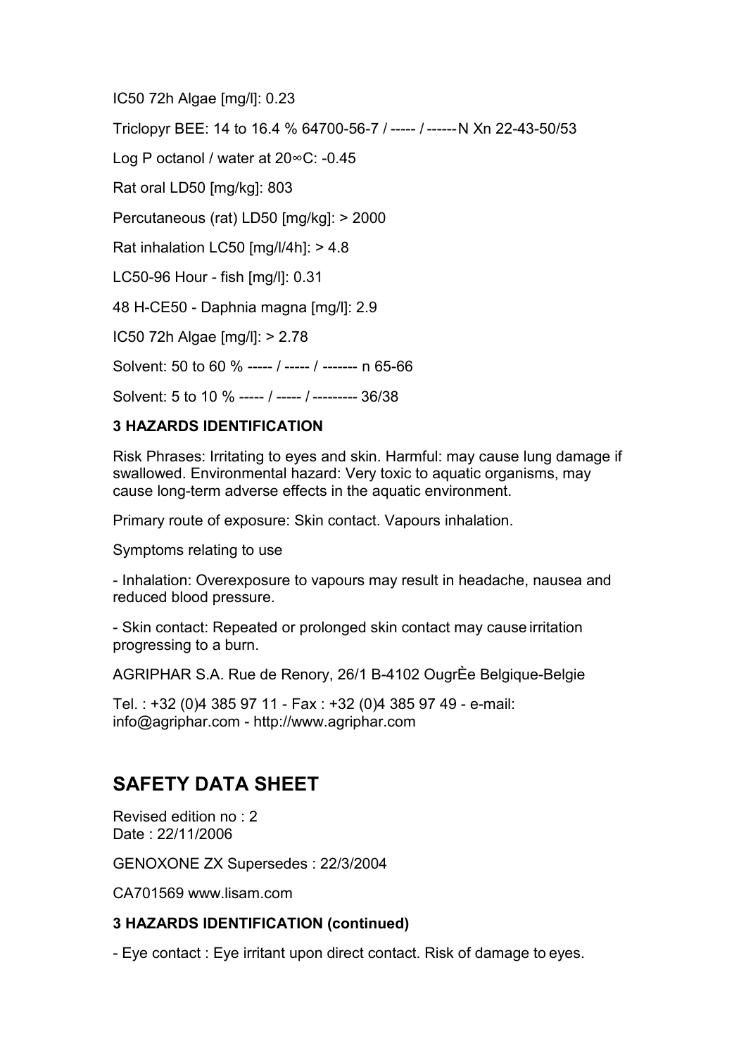IC50 72h Algae [mg/l]: 0.23

Triclopyr BEE: 14 to 16.4 % 64700-56-7 / ----- / ------N Xn 22-43-50/53

Log P octanol / water at 20∞C: -0.45

Rat oral LD50 [mg/kg]: 803

Percutaneous (rat) LD50 [mg/kg]: > 2000

Rat inhalation LC50 [mg/l/4h]: > 4.8

LC50-96 Hour - fish [mg/l]: 0.31

48 H-CE50 - Daphnia magna [mg/l]: 2.9

IC50 72h Algae [mg/l]: > 2.78

Solvent: 50 to 60 % ----- / ----- / ------- n 65-66

Solvent: 5 to 10 % ----- / ----- / --------- 36/38

**3 HAZARDS IDENTIFICATION**

Risk Phrases: Irritating to eyes and skin. Harmful: may cause lung damage if swallowed. Environmental hazard: Very toxic to aquatic organisms, may cause long-term adverse effects in the aquatic environment.

Primary route of exposure: Skin contact. Vapours inhalation.

Symptoms relating to use

- Inhalation: Overexposure to vapours may result in headache, nausea and reduced blood pressure.

- Skin contact: Repeated or prolonged skin contact may cause irritation progressing to a burn.

**3 HAZARDS IDENTIFICATION (continued)**

- Eye contact : Eye irritant upon direct contact. Risk of damage to eyes.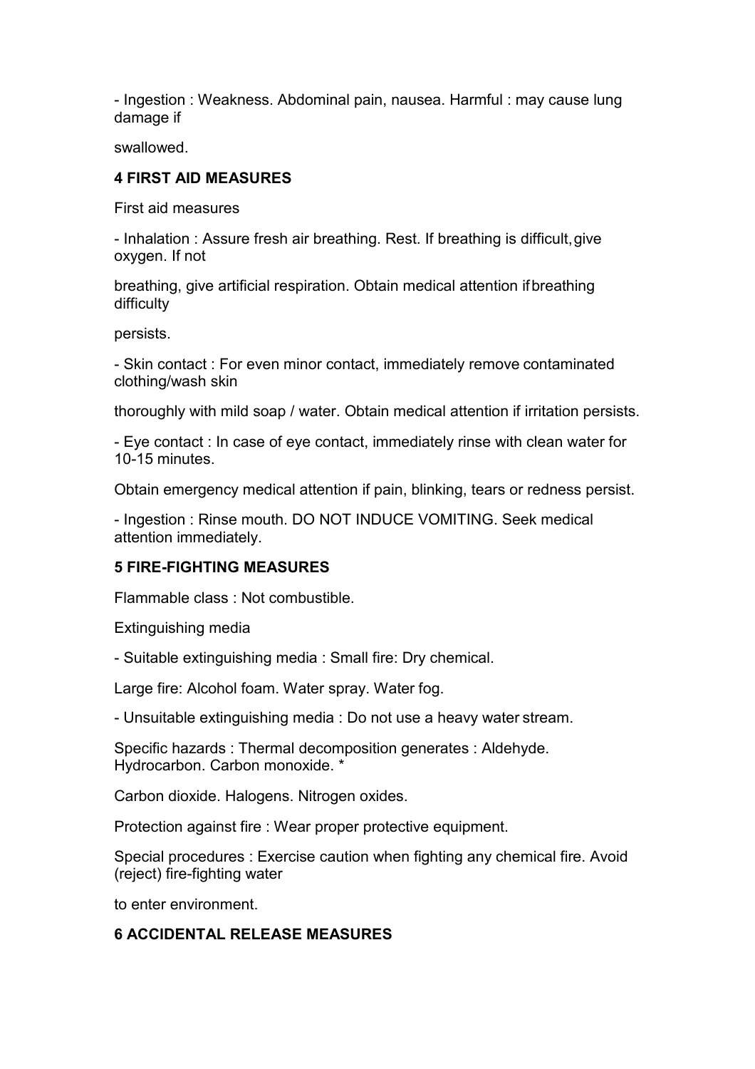- Ingestion : Weakness. Abdominal pain, nausea. Harmful : may cause lung damage if

swallowed.

## 4 FIRST AID MEASURES

First aid measures

- Inhalation : Assure fresh air breathing. Rest. If breathing is difficult, give oxygen. If not

breathing, give artificial respiration. Obtain medical attention if breathing difficulty

persists.

- Skin contact : For even minor contact, immediately remove contaminated clothing/wash skin

thoroughly with mild soap / water. Obtain medical attention if irritation persists.

- Eye contact : In case of eye contact, immediately rinse with clean water for 10-15 minutes.

Obtain emergency medical attention if pain, blinking, tears or redness persist.

- Ingestion : Rinse mouth. DO NOT INDUCE VOMITING. Seek medical attention immediately.

## 5 FIRE-FIGHTING MEASURES

Flammable class : Not combustible.

Extinguishing media

- Suitable extinguishing media : Small fire: Dry chemical.

Large fire: Alcohol foam. Water spray. Water fog.

- Unsuitable extinguishing media : Do not use a heavy water stream.

Specific hazards : Thermal decomposition generates : Aldehyde. Hydrocarbon. Carbon monoxide. *

Carbon dioxide. Halogens. Nitrogen oxides.

Protection against fire : Wear proper protective equipment.

Special procedures : Exercise caution when fighting any chemical fire. Avoid (reject) fire-fighting water

to enter environment.

## 6 ACCIDENTAL RELEASE MEASURES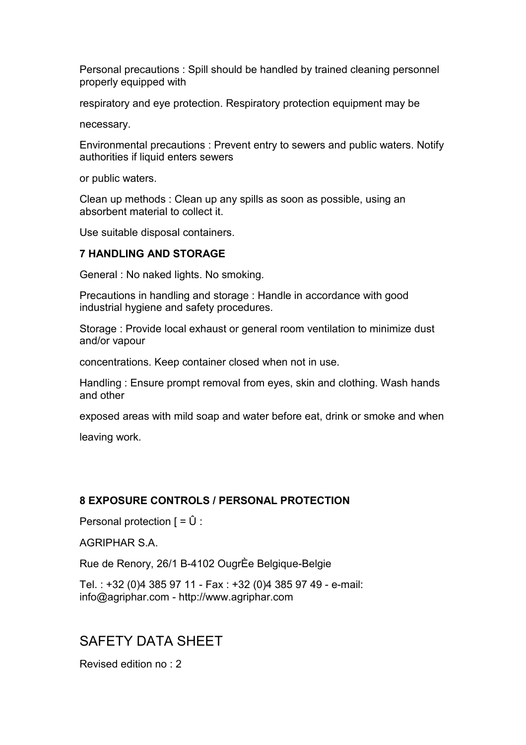Personal precautions : Spill should be handled by trained cleaning personnel properly equipped with

respiratory and eye protection. Respiratory protection equipment may be

necessary.

Environmental precautions : Prevent entry to sewers and public waters. Notify authorities if liquid enters sewers

or public waters.

Clean up methods : Clean up any spills as soon as possible, using an absorbent material to collect it.

Use suitable disposal containers.

**7 HANDLING AND STORAGE**

General : No naked lights. No smoking.

Precautions in handling and storage : Handle in accordance with good industrial hygiene and safety procedures.

Storage : Provide local exhaust or general room ventilation to minimize dust and/or vapour

concentrations. Keep container closed when not in use.

Handling : Ensure prompt removal from eyes, skin and clothing. Wash hands and other

exposed areas with mild soap and water before eat, drink or smoke and when

leaving work.

**8 EXPOSURE CONTROLS / PERSONAL PROTECTION**

Personal protection [ = Û :

AGRIPHAR S.A.

Rue de Renory, 26/1 B-4102 OugrÈe Belgique-Belgie

Tel. : +32 (0)4 385 97 11 - Fax : +32 (0)4 385 97 49 - e-mail: info@agriphar.com - http://www.agriphar.com

SAFETY DATA SHEET

Revised edition no : 2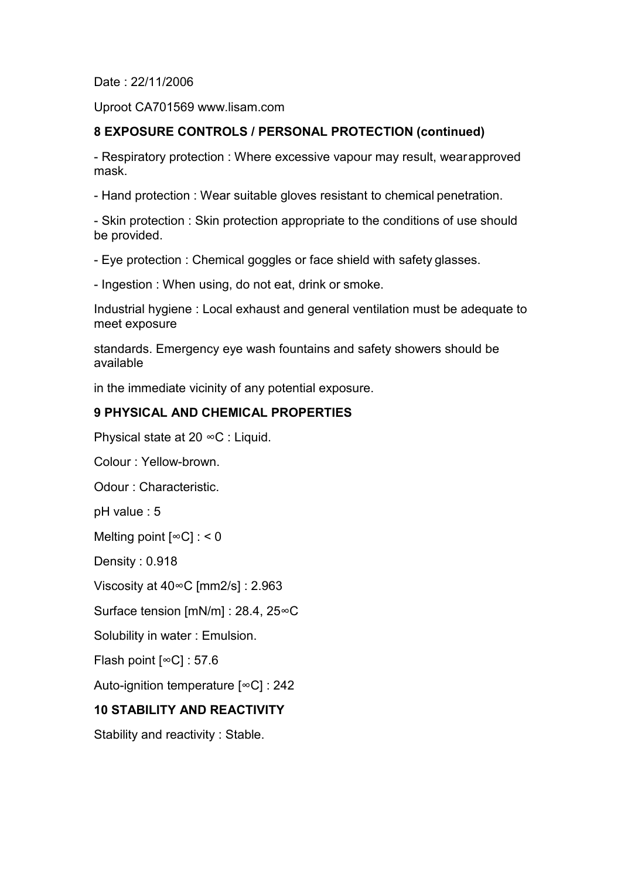Date : 22/11/2006

Uproot CA701569 www.lisam.com

## 8 EXPOSURE CONTROLS / PERSONAL PROTECTION (continued)

- Respiratory protection : Where excessive vapour may result, wear approved mask.

- Hand protection : Wear suitable gloves resistant to chemical penetration.

- Skin protection : Skin protection appropriate to the conditions of use should be provided.

- Eye protection : Chemical goggles or face shield with safety glasses.

- Ingestion : When using, do not eat, drink or smoke.

Industrial hygiene : Local exhaust and general ventilation must be adequate to meet exposure

standards. Emergency eye wash fountains and safety showers should be available

in the immediate vicinity of any potential exposure.

## 9 PHYSICAL AND CHEMICAL PROPERTIES

Physical state at 20 ∞C : Liquid.

Colour : Yellow-brown.

Odour : Characteristic.

pH value : 5

Melting point [∞C] : < 0

Density : 0.918

Viscosity at 40∞C [mm2/s] : 2.963

Surface tension [mN/m] : 28.4, 25∞C

Solubility in water : Emulsion.

Flash point [∞C] : 57.6

Auto-ignition temperature [∞C] : 242

## 10 STABILITY AND REACTIVITY

Stability and reactivity : Stable.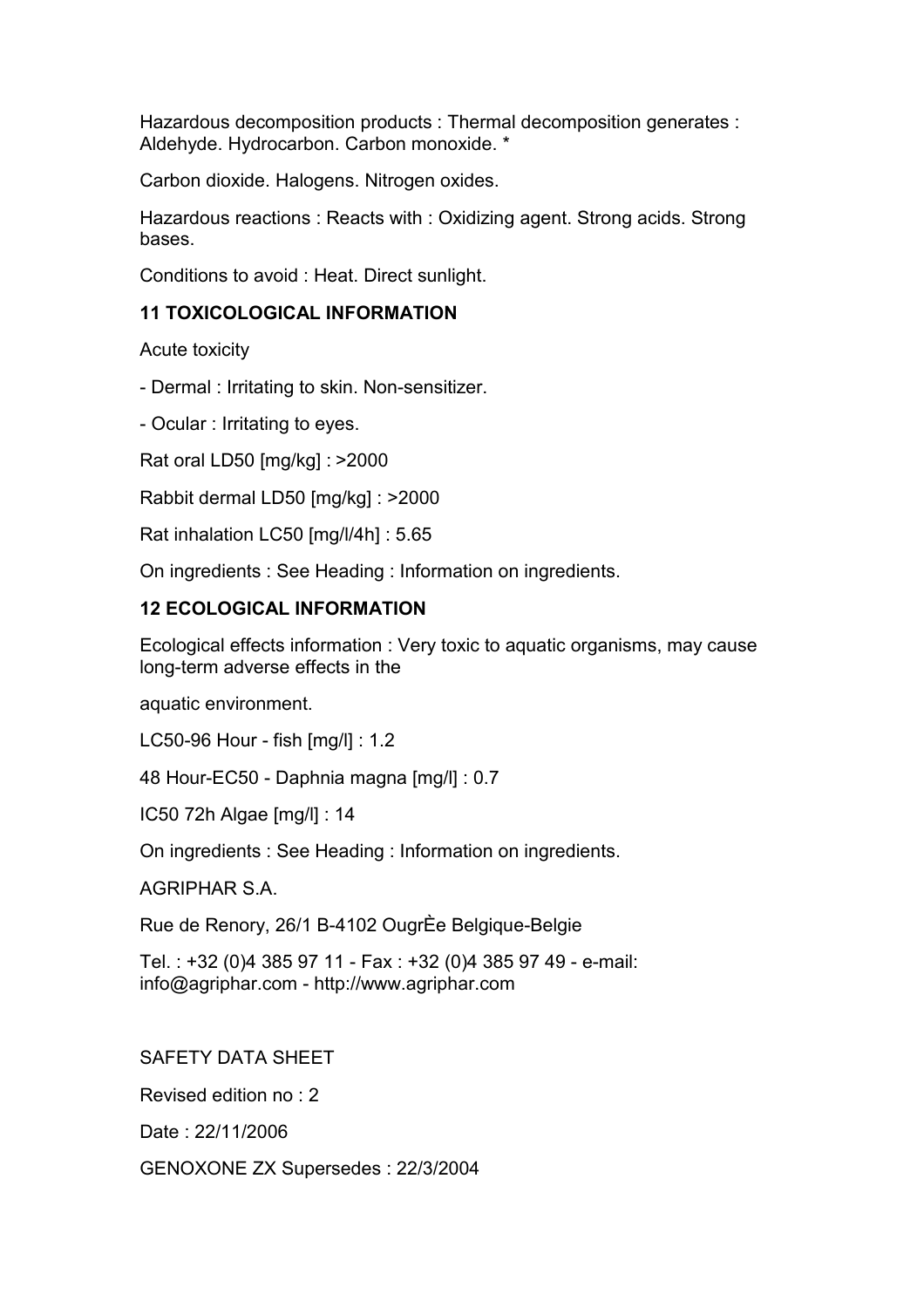Hazardous decomposition products : Thermal decomposition generates : Aldehyde. Hydrocarbon. Carbon monoxide. *

Carbon dioxide. Halogens. Nitrogen oxides.

Hazardous reactions : Reacts with : Oxidizing agent. Strong acids. Strong bases.

Conditions to avoid : Heat. Direct sunlight.

## 11 TOXICOLOGICAL INFORMATION

Acute toxicity

- Dermal : Irritating to skin. Non-sensitizer.

- Ocular : Irritating to eyes.

Rat oral LD50 [mg/kg] : >2000

Rabbit dermal LD50 [mg/kg] : >2000

Rat inhalation LC50 [mg/l/4h] : 5.65

On ingredients : See Heading : Information on ingredients.

## 12 ECOLOGICAL INFORMATION

Ecological effects information : Very toxic to aquatic organisms, may cause long-term adverse effects in the

aquatic environment.

LC50-96 Hour - fish [mg/l] : 1.2

48 Hour-EC50 - Daphnia magna [mg/l] : 0.7

IC50 72h Algae [mg/l] : 14

On ingredients : See Heading : Information on ingredients.

AGRIPHAR S.A.

Rue de Renory, 26/1 B-4102 OugrÈe Belgique-Belgie

Tel. : +32 (0)4 385 97 11 - Fax : +32 (0)4 385 97 49 - e-mail: info@agriphar.com - http://www.agriphar.com

SAFETY DATA SHEET

Revised edition no : 2

Date : 22/11/2006

GENOXONE ZX Supersedes : 22/3/2004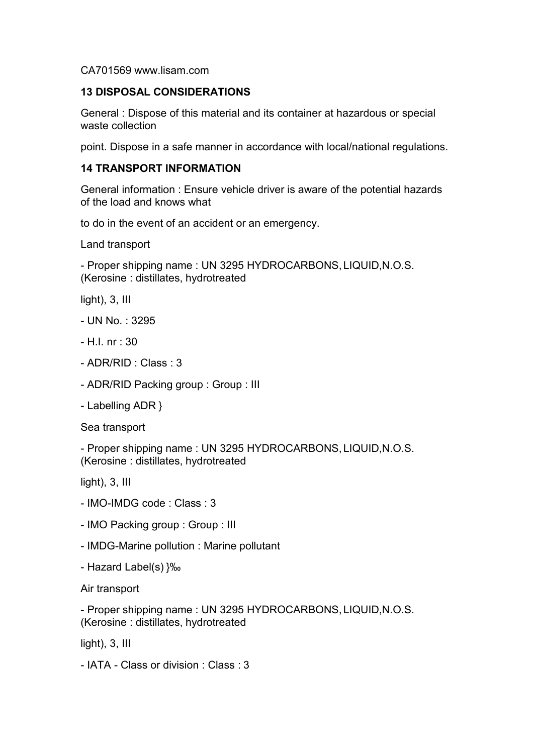CA701569 www.lisam.com

## 13 DISPOSAL CONSIDERATIONS

General : Dispose of this material and its container at hazardous or special waste collection

point. Dispose in a safe manner in accordance with local/national regulations.

## 14 TRANSPORT INFORMATION

General information : Ensure vehicle driver is aware of the potential hazards of the load and knows what

to do in the event of an accident or an emergency.

Land transport

- Proper shipping name : UN 3295 HYDROCARBONS, LIQUID,N.O.S. (Kerosine : distillates, hydrotreated

light), 3, III

- UN No. : 3295
- H.I. nr : 30
- ADR/RID : Class : 3
- ADR/RID Packing group : Group : III
- Labelling ADR }

Sea transport

- Proper shipping name : UN 3295 HYDROCARBONS, LIQUID,N.O.S. (Kerosine : distillates, hydrotreated

light), 3, III

- IMO-IMDG code : Class : 3
- IMO Packing group : Group : III
- IMDG-Marine pollution : Marine pollutant
- Hazard Label(s) }‰

Air transport

- Proper shipping name : UN 3295 HYDROCARBONS, LIQUID,N.O.S. (Kerosine : distillates, hydrotreated

light), 3, III

- IATA - Class or division : Class : 3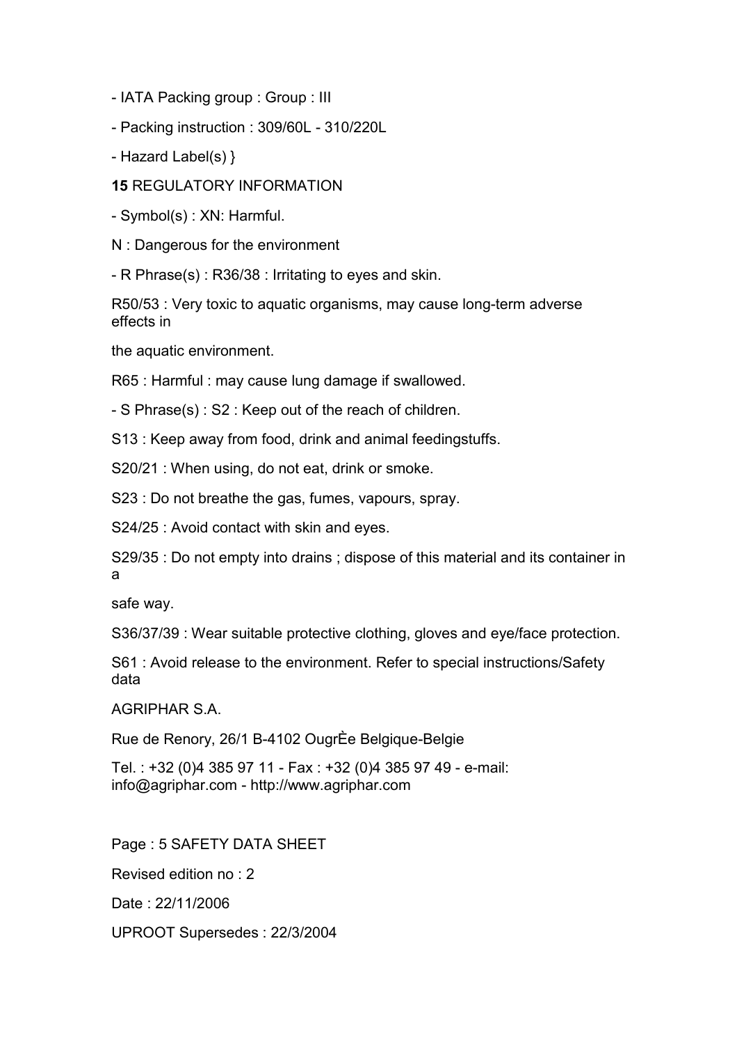- IATA Packing group : Group : III

- Packing instruction : 309/60L - 310/220L

- Hazard Label(s) }

**15** REGULATORY INFORMATION

- Symbol(s) : XN: Harmful.

N : Dangerous for the environment

- R Phrase(s) : R36/38 : Irritating to eyes and skin.

R50/53 : Very toxic to aquatic organisms, may cause long-term adverse effects in

the aquatic environment.

R65 : Harmful : may cause lung damage if swallowed.

- S Phrase(s) : S2 : Keep out of the reach of children.

S13 : Keep away from food, drink and animal feedingstuffs.

S20/21 : When using, do not eat, drink or smoke.

S23 : Do not breathe the gas, fumes, vapours, spray.

S24/25 : Avoid contact with skin and eyes.

S29/35 : Do not empty into drains ; dispose of this material and its container in a

safe way.

S36/37/39 : Wear suitable protective clothing, gloves and eye/face protection.

S61 : Avoid release to the environment. Refer to special instructions/Safety data

AGRIPHAR S.A.

Rue de Renory, 26/1 B-4102 OugrÈe Belgique-Belgie

Tel. : +32 (0)4 385 97 11 - Fax : +32 (0)4 385 97 49 - e-mail: info@agriphar.com - http://www.agriphar.com

Page : 5 SAFETY DATA SHEET

Revised edition no : 2

Date : 22/11/2006

UPROOT Supersedes : 22/3/2004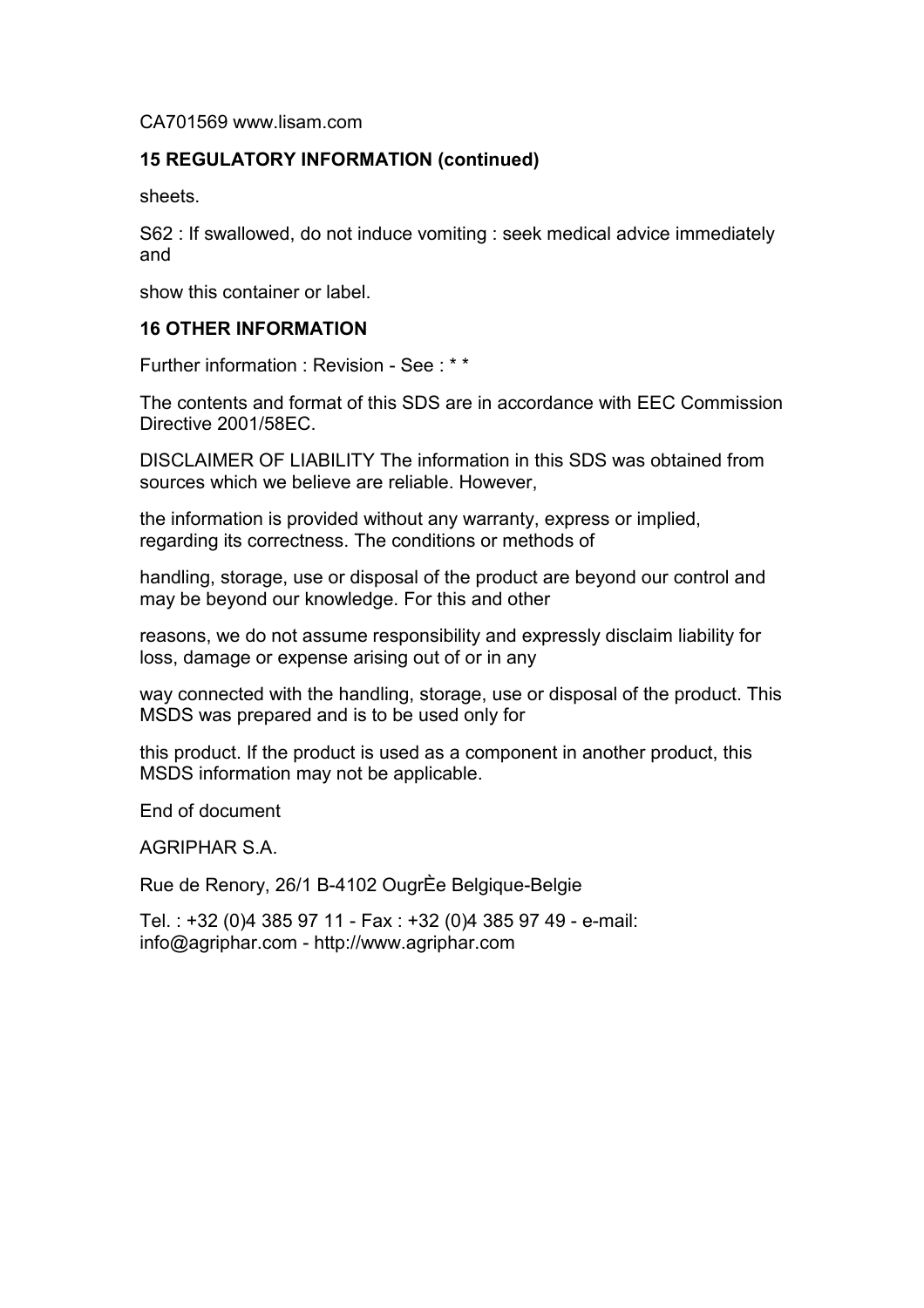CA701569 www.lisam.com

## 15 REGULATORY INFORMATION (continued)

sheets.

S62 : If swallowed, do not induce vomiting : seek medical advice immediately and

show this container or label.

## 16 OTHER INFORMATION

Further information : Revision - See : * *

The contents and format of this SDS are in accordance with EEC Commission Directive 2001/58EC.

DISCLAIMER OF LIABILITY The information in this SDS was obtained from sources which we believe are reliable. However,

the information is provided without any warranty, express or implied, regarding its correctness. The conditions or methods of

handling, storage, use or disposal of the product are beyond our control and may be beyond our knowledge. For this and other

reasons, we do not assume responsibility and expressly disclaim liability for loss, damage or expense arising out of or in any

way connected with the handling, storage, use or disposal of the product. This MSDS was prepared and is to be used only for

this product. If the product is used as a component in another product, this MSDS information may not be applicable.

End of document

AGRIPHAR S.A.

Rue de Renory, 26/1 B-4102 OugrÈe Belgique-Belgie

Tel. : +32 (0)4 385 97 11 - Fax : +32 (0)4 385 97 49 - e-mail: info@agriphar.com - http://www.agriphar.com